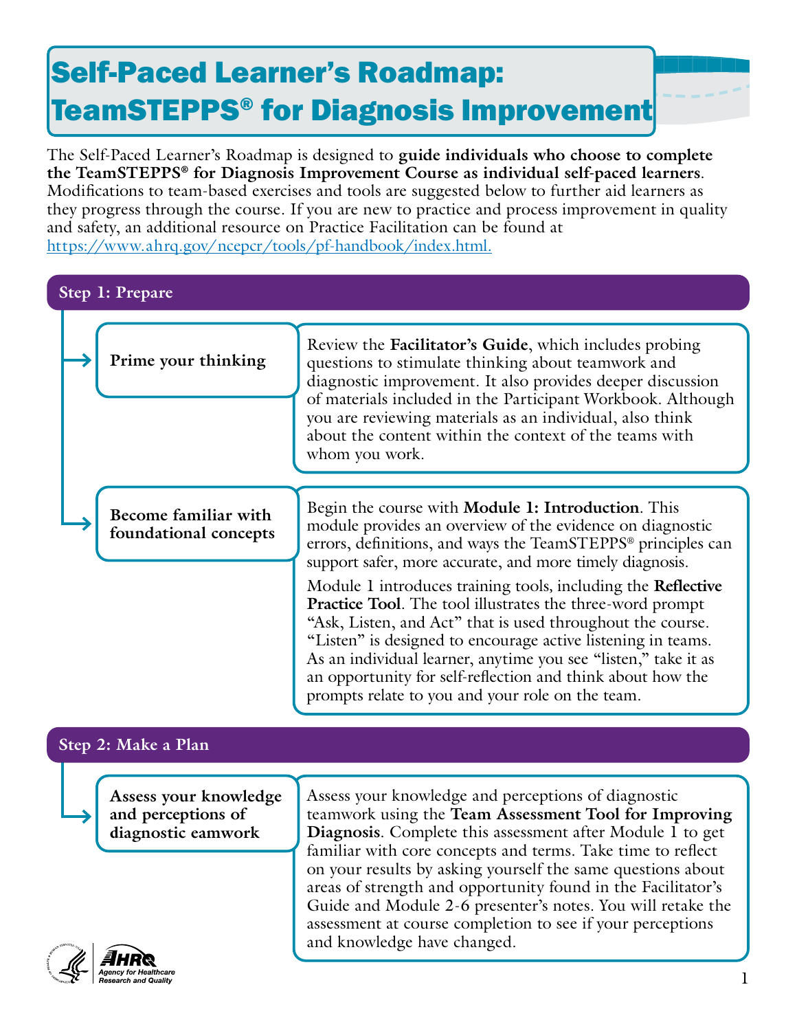# Self-Paced Learner's Roadmap: TeamSTEPPS® for Diagnosis Improvement

The Self-Paced Learner's Roadmap is designed to **guide individuals who choose to complete the TeamSTEPPS® for Diagnosis Improvement Course as individual self-paced learners**. Modifications to team-based exercises and tools are suggested below to further aid learners as they progress through the course. If you are new to practice and process improvement in quality and safety, an additional resource on Practice Facilitation can be found at https://www.ahrq.gov/ncepcr/tools/pf-handbook/index.html.

## Step 1: Prepare

### Prime your thinking

Review the **Facilitator's Guide**, which includes probing questions to stimulate thinking about teamwork and diagnostic improvement. It also provides deeper discussion of materials included in the Participant Workbook. Although you are reviewing materials as an individual, also think about the content within the context of the teams with whom you work.

### Become familiar with foundational concepts

Begin the course with **Module 1: Introduction**. This module provides an overview of the evidence on diagnostic errors, definitions, and ways the TeamSTEPPS® principles can support safer, more accurate, and more timely diagnosis.

Module 1 introduces training tools, including the **Reflective Practice Tool**. The tool illustrates the three-word prompt "Ask, Listen, and Act" that is used throughout the course. "Listen" is designed to encourage active listening in teams. As an individual learner, anytime you see "listen," take it as an opportunity for self-reflection and think about how the prompts relate to you and your role on the team.

## Step 2: Make a Plan

### Assess your knowledge and perceptions of diagnostic eamwork

Assess your knowledge and perceptions of diagnostic teamwork using the **Team Assessment Tool for Improving Diagnosis**. Complete this assessment after Module 1 to get familiar with core concepts and terms. Take time to reflect on your results by asking yourself the same questions about areas of strength and opportunity found in the Facilitator's Guide and Module 2-6 presenter's notes. You will retake the assessment at course completion to see if your perceptions and knowledge have changed.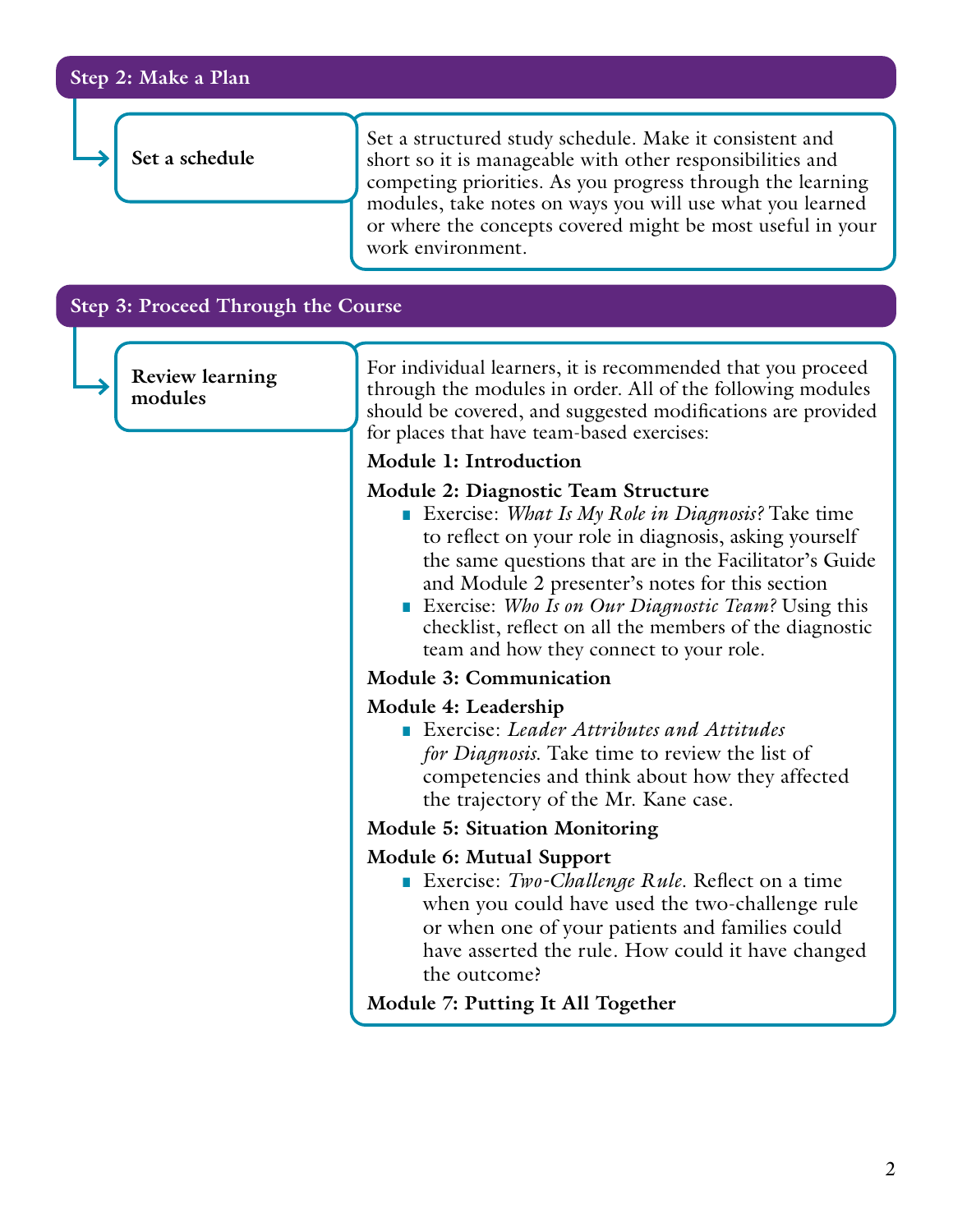## Step 2: Make a Plan

### Set a schedule

Set a structured study schedule. Make it consistent and short so it is manageable with other responsibilities and competing priorities. As you progress through the learning modules, take notes on ways you will use what you learned or where the concepts covered might be most useful in your work environment.

## Step 3: Proceed Through the Course

### Review learning modules

For individual learners, it is recommended that you proceed through the modules in order. All of the following modules should be covered, and suggested modifications are provided for places that have team-based exercises:

**Module 1: Introduction**

**Module 2: Diagnostic Team Structure**

- Exercise: *What Is My Role in Diagnosis?* Take time to reflect on your role in diagnosis, asking yourself the same questions that are in the Facilitator's Guide and Module 2 presenter's notes for this section
- Exercise: *Who Is on Our Diagnostic Team?* Using this checklist, reflect on all the members of the diagnostic team and how they connect to your role.

**Module 3: Communication**

**Module 4: Leadership**

- Exercise: *Leader Attributes and Attitudes for Diagnosis.* Take time to review the list of competencies and think about how they affected the trajectory of the Mr. Kane case.

**Module 5: Situation Monitoring**

**Module 6: Mutual Support**

- Exercise: *Two-Challenge Rule.* Reflect on a time when you could have used the two-challenge rule or when one of your patients and families could have asserted the rule. How could it have changed the outcome?

**Module 7: Putting It All Together**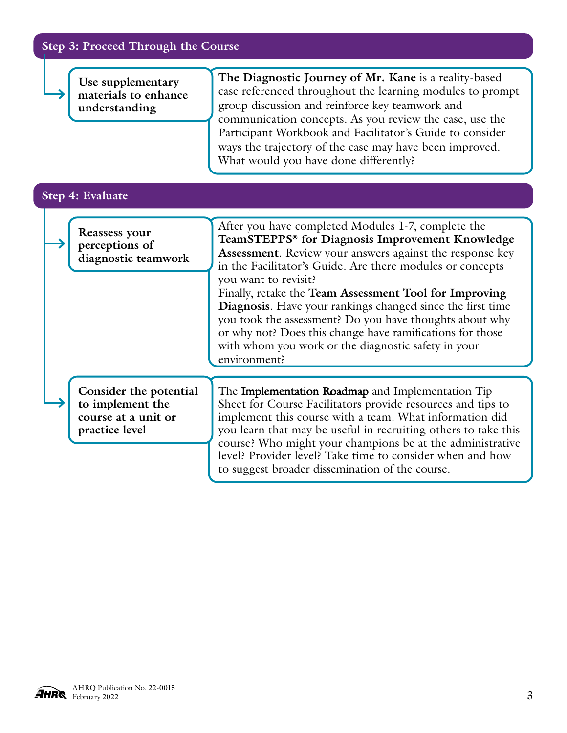## Step 3: Proceed Through the Course

**Use supplementary materials to enhance understanding**

**The Diagnostic Journey of Mr. Kane** is a reality-based case referenced throughout the learning modules to prompt group discussion and reinforce key teamwork and communication concepts. As you review the case, use the Participant Workbook and Facilitator's Guide to consider ways the trajectory of the case may have been improved. What would you have done differently?

## Step 4: Evaluate

**Reassess your perceptions of diagnostic teamwork**

After you have completed Modules 1-7, complete the **TeamSTEPPS® for Diagnosis Improvement Knowledge Assessment**. Review your answers against the response key in the Facilitator's Guide. Are there modules or concepts you want to revisit?

Finally, retake the **Team Assessment Tool for Improving Diagnosis**. Have your rankings changed since the first time you took the assessment? Do you have thoughts about why or why not? Does this change have ramifications for those with whom you work or the diagnostic safety in your environment?

**Consider the potential to implement the course at a unit or practice level**

The Implementation Roadmap and Implementation Tip Sheet for Course Facilitators provide resources and tips to implement this course with a team. What information did you learn that may be useful in recruiting others to take this course? Who might your champions be at the administrative level? Provider level? Take time to consider when and how to suggest broader dissemination of the course.

AHRQ Publication No. 22-0015
February 2022